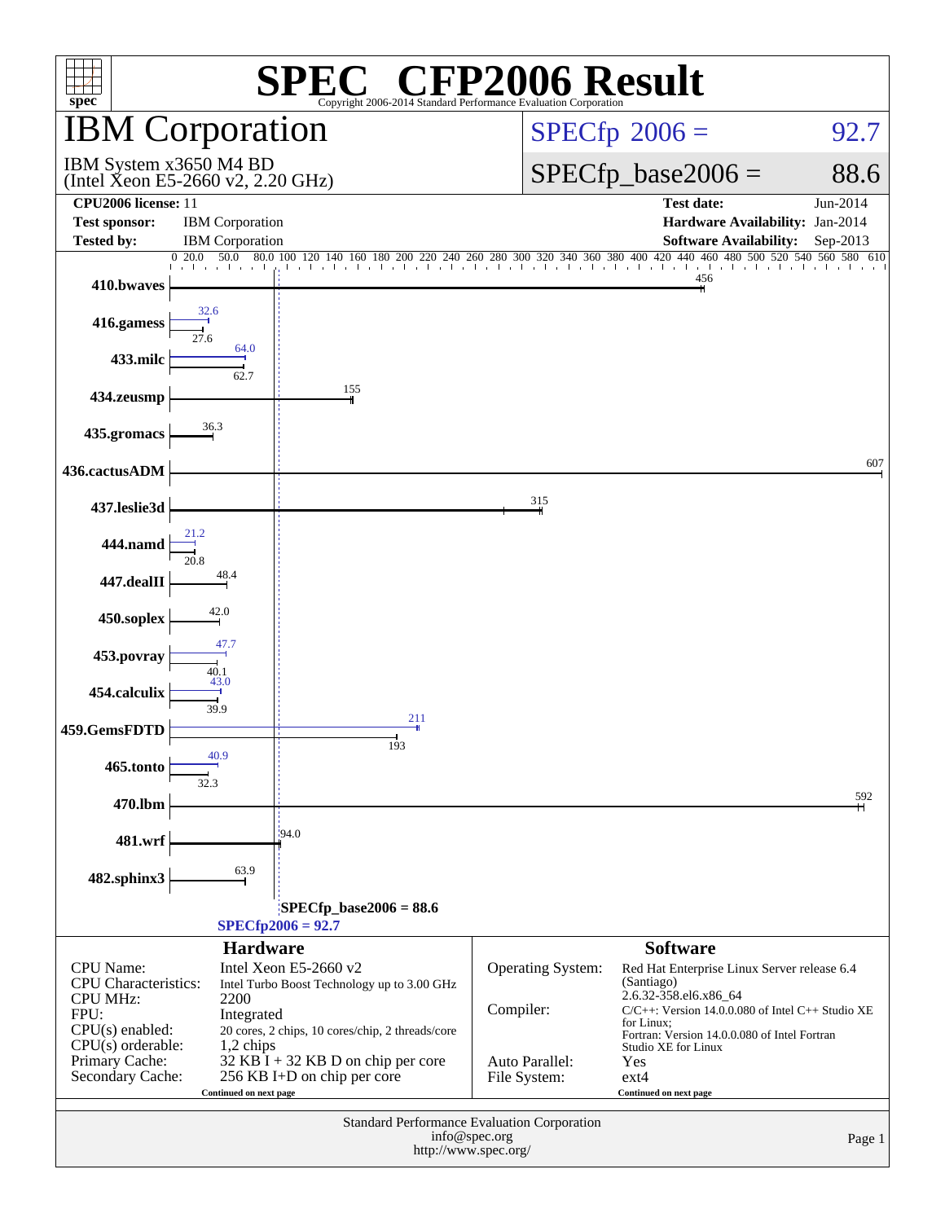# SPEC® CFP2006 Result

Copyright 2006-2014 Standard Performance Evaluation Corporation

## IBM Corporation

IBM System x3650 M4 BD
(Intel Xeon E5-2660 v2, 2.20 GHz)

SPECfp 2006 = 92.7

SPECfp_base2006 = 88.6

| | | | |
|---|---|---|---|
| **CPU2006 license:** 11 | | **Test date:** | Jun-2014 |
| **Test sponsor:** | IBM Corporation | **Hardware Availability:** | Jan-2014 |
| **Tested by:** | IBM Corporation | **Software Availability:** | Sep-2013 |

| Benchmark | Peak | Base |
|---|---|---|
| 410.bwaves | | 456 |
| 416.gamess | 32.6 | 27.6 |
| 433.milc | 64.0 | 62.7 |
| 434.zeusmp | | 155 |
| 435.gromacs | | 36.3 |
| 436.cactusADM | | 607 |
| 437.leslie3d | | 315 |
| 444.namd | 21.2 | 20.8 |
| 447.dealII | | 48.4 |
| 450.soplex | | 42.0 |
| 453.povray | 47.7 | 40.1 |
| 454.calculix | 43.0 | 39.9 |
| 459.GemsFDTD | 211 | 193 |
| 465.tonto | 40.9 | 32.3 |
| 470.lbm | | 592 |
| 481.wrf | | 94.0 |
| 482.sphinx3 | | 63.9 |

SPECfp_base2006 = 88.6

SPECfp2006 = 92.7

### Hardware

| | |
|---|---|
| CPU Name: | Intel Xeon E5-2660 v2 |
| CPU Characteristics: | Intel Turbo Boost Technology up to 3.00 GHz |
| CPU MHz: | 2200 |
| FPU: | Integrated |
| CPU(s) enabled: | 20 cores, 2 chips, 10 cores/chip, 2 threads/core |
| CPU(s) orderable: | 1,2 chips |
| Primary Cache: | 32 KB I + 32 KB D on chip per core |
| Secondary Cache: | 256 KB I+D on chip per core |

Continued on next page

### Software

| | |
|---|---|
| Operating System: | Red Hat Enterprise Linux Server release 6.4 (Santiago) 2.6.32-358.el6.x86_64 |
| Compiler: | C/C++: Version 14.0.0.080 of Intel C++ Studio XE for Linux; Fortran: Version 14.0.0.080 of Intel Fortran Studio XE for Linux |
| Auto Parallel: | Yes |
| File System: | ext4 |

Continued on next page

Standard Performance Evaluation Corporation
info@spec.org
http://www.spec.org/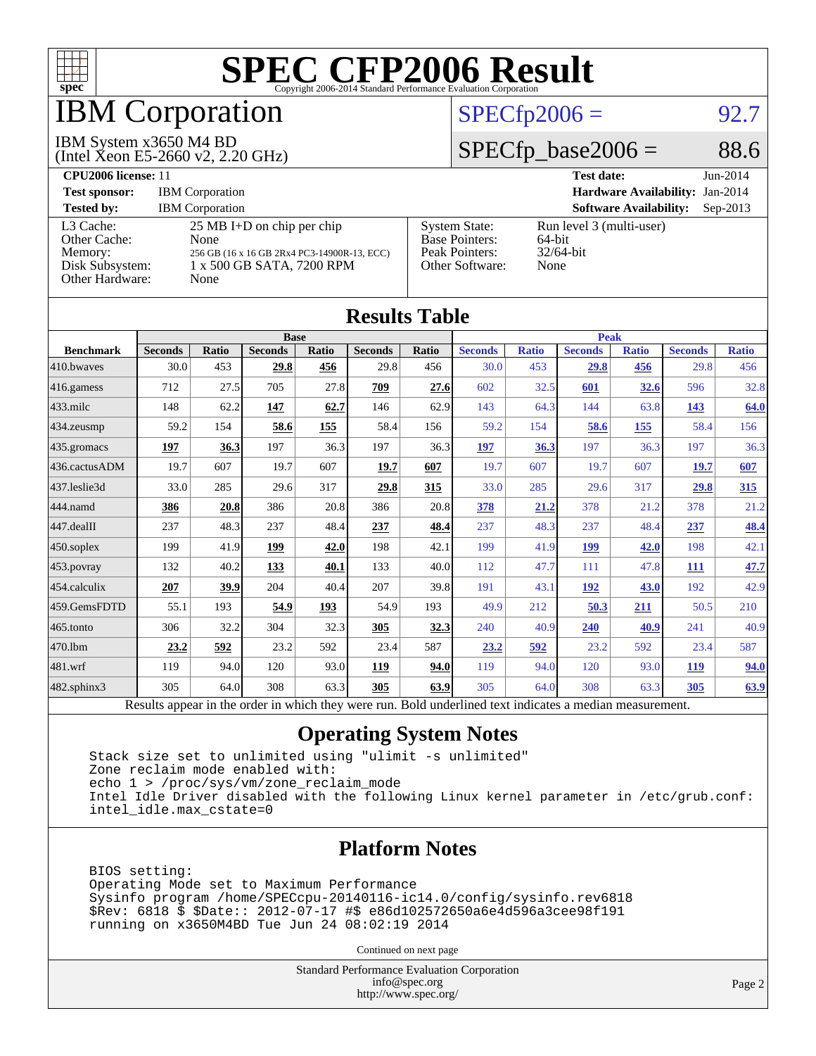# SPEC CFP2006 Result

Copyright 2006-2014 Standard Performance Evaluation Corporation

# IBM Corporation

IBM System x3650 M4 BD
(Intel Xeon E5-2660 v2, 2.20 GHz)

SPECfp2006 = 92.7

SPECfp_base2006 = 88.6

| | | | |
|---|---|---|---|
| **CPU2006 license:** 11 | | **Test date:** | Jun-2014 |
| **Test sponsor:** | IBM Corporation | **Hardware Availability:** | Jan-2014 |
| **Tested by:** | IBM Corporation | **Software Availability:** | Sep-2013 |

| | | | |
|---|---|---|---|
| L3 Cache: | 25 MB I+D on chip per chip | System State: | Run level 3 (multi-user) |
| Other Cache: | None | Base Pointers: | 64-bit |
| Memory: | 256 GB (16 x 16 GB 2Rx4 PC3-14900R-13, ECC) | Peak Pointers: | 32/64-bit |
| Disk Subsystem: | 1 x 500 GB SATA, 7200 RPM | Other Software: | None |
| Other Hardware: | None | | |

## Results Table

| | Base | | | | | | Peak | | | | | |
|---|---|---|---|---|---|---|---|---|---|---|---|---|
| **Benchmark** | **Seconds** | **Ratio** | **Seconds** | **Ratio** | **Seconds** | **Ratio** | **Seconds** | **Ratio** | **Seconds** | **Ratio** | **Seconds** | **Ratio** |
| 410.bwaves | 30.0 | 453 | **29.8** | **456** | 29.8 | 456 | 30.0 | 453 | **29.8** | **456** | 29.8 | 456 |
| 416.gamess | 712 | 27.5 | 705 | 27.8 | **709** | **27.6** | 602 | 32.5 | **601** | **32.6** | 596 | 32.8 |
| 433.milc | 148 | 62.2 | **147** | **62.7** | 146 | 62.9 | 143 | 64.3 | 144 | 63.8 | **143** | **64.0** |
| 434.zeusmp | 59.2 | 154 | **58.6** | **155** | 58.4 | 156 | 59.2 | 154 | **58.6** | **155** | 58.4 | 156 |
| 435.gromacs | **197** | **36.3** | 197 | 36.3 | 197 | 36.3 | **197** | **36.3** | 197 | 36.3 | 197 | 36.3 |
| 436.cactusADM | 19.7 | 607 | 19.7 | 607 | **19.7** | **607** | 19.7 | 607 | 19.7 | 607 | **19.7** | **607** |
| 437.leslie3d | 33.0 | 285 | 29.6 | 317 | **29.8** | **315** | 33.0 | 285 | 29.6 | 317 | **29.8** | **315** |
| 444.namd | **386** | **20.8** | 386 | 20.8 | 386 | 20.8 | **378** | **21.2** | 378 | 21.2 | 378 | 21.2 |
| 447.dealII | 237 | 48.3 | 237 | 48.4 | **237** | **48.4** | 237 | 48.3 | 237 | 48.4 | **237** | **48.4** |
| 450.soplex | 199 | 41.9 | **199** | **42.0** | 198 | 42.1 | 199 | 41.9 | **199** | **42.0** | 198 | 42.1 |
| 453.povray | 132 | 40.2 | **133** | **40.1** | 133 | 40.0 | 112 | 47.7 | 111 | 47.8 | **111** | **47.7** |
| 454.calculix | **207** | **39.9** | 204 | 40.4 | 207 | 39.8 | 191 | 43.1 | **192** | **43.0** | 192 | 42.9 |
| 459.GemsFDTD | 55.1 | 193 | **54.9** | **193** | 54.9 | 193 | 49.9 | 212 | **50.3** | **211** | 50.5 | 210 |
| 465.tonto | 306 | 32.2 | 304 | 32.3 | **305** | **32.3** | 240 | 40.9 | **240** | **40.9** | 241 | 40.9 |
| 470.lbm | **23.2** | **592** | 23.2 | 592 | 23.4 | 587 | **23.2** | **592** | 23.2 | 592 | 23.4 | 587 |
| 481.wrf | 119 | 94.0 | 120 | 93.0 | **119** | **94.0** | 119 | 94.0 | 120 | 93.0 | **119** | **94.0** |
| 482.sphinx3 | 305 | 64.0 | 308 | 63.3 | **305** | **63.9** | 305 | 64.0 | 308 | 63.3 | **305** | **63.9** |

Results appear in the order in which they were run. Bold underlined text indicates a median measurement.

## Operating System Notes

```
Stack size set to unlimited using "ulimit -s unlimited"
Zone reclaim mode enabled with:
echo 1 > /proc/sys/vm/zone_reclaim_mode
Intel Idle Driver disabled with the following Linux kernel parameter in /etc/grub.conf:
intel_idle.max_cstate=0
```

## Platform Notes

```
BIOS setting:
Operating Mode set to Maximum Performance
Sysinfo program /home/SPECcpu-20140116-ic14.0/config/sysinfo.rev6818
$Rev: 6818 $ $Date:: 2012-07-17 #$ e86d102572650a6e4d596a3cee98f191
running on x3650M4BD Tue Jun 24 08:02:19 2014
```

Continued on next page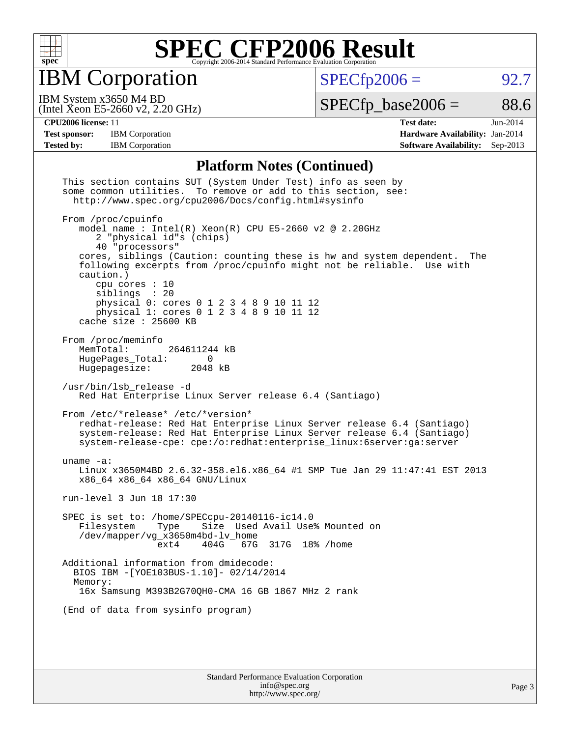# SPEC CFP2006 Result

Copyright 2006-2014 Standard Performance Evaluation Corporation

## IBM Corporation

IBM System x3650 M4 BD
(Intel Xeon E5-2660 v2, 2.20 GHz)

SPECfp2006 = 92.7

SPECfp_base2006 = 88.6

| | | | |
|---|---|---|---|
| **CPU2006 license:** 11 | | **Test date:** | Jun-2014 |
| **Test sponsor:** | IBM Corporation | **Hardware Availability:** | Jan-2014 |
| **Tested by:** | IBM Corporation | **Software Availability:** | Sep-2013 |

### Platform Notes (Continued)

```
This section contains SUT (System Under Test) info as seen by
some common utilities.  To remove or add to this section, see:
  http://www.spec.org/cpu2006/Docs/config.html#sysinfo

From /proc/cpuinfo
   model name : Intel(R) Xeon(R) CPU E5-2660 v2 @ 2.20GHz
      2 "physical id"s (chips)
      40 "processors"
   cores, siblings (Caution: counting these is hw and system dependent.  The
   following excerpts from /proc/cpuinfo might not be reliable.  Use with
   caution.)
      cpu cores : 10
      siblings  : 20
      physical 0: cores 0 1 2 3 4 8 9 10 11 12
      physical 1: cores 0 1 2 3 4 8 9 10 11 12
   cache size : 25600 KB

From /proc/meminfo
   MemTotal:       264611244 kB
   HugePages_Total:       0
   Hugepagesize:       2048 kB

/usr/bin/lsb_release -d
   Red Hat Enterprise Linux Server release 6.4 (Santiago)

From /etc/*release* /etc/*version*
   redhat-release: Red Hat Enterprise Linux Server release 6.4 (Santiago)
   system-release: Red Hat Enterprise Linux Server release 6.4 (Santiago)
   system-release-cpe: cpe:/o:redhat:enterprise_linux:6server:ga:server

uname -a:
   Linux x3650M4BD 2.6.32-358.el6.x86_64 #1 SMP Tue Jan 29 11:47:41 EST 2013
   x86_64 x86_64 x86_64 GNU/Linux

run-level 3 Jun 18 17:30

SPEC is set to: /home/SPECcpu-20140116-ic14.0
   Filesystem    Type    Size  Used Avail Use% Mounted on
   /dev/mapper/vg_x3650m4bd-lv_home
                 ext4    404G   67G  317G  18% /home

Additional information from dmidecode:
  BIOS IBM -[YOE103BUS-1.10]- 02/14/2014
  Memory:
   16x Samsung M393B2G70QH0-CMA 16 GB 1867 MHz 2 rank

(End of data from sysinfo program)
```

Standard Performance Evaluation Corporation
info@spec.org
http://www.spec.org/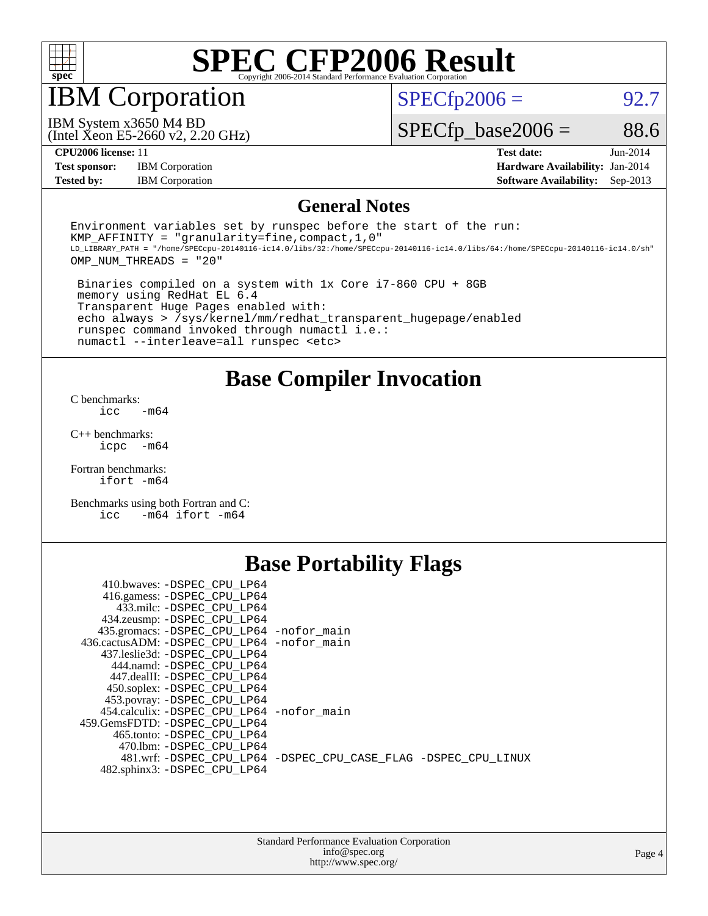# SPEC CFP2006 Result

Copyright 2006-2014 Standard Performance Evaluation Corporation

## IBM Corporation

IBM System x3650 M4 BD
(Intel Xeon E5-2660 v2, 2.20 GHz)

SPECfp2006 = 92.7

SPECfp_base2006 = 88.6

| | | | |
|---|---|---|---|
| **CPU2006 license:** | 11 | **Test date:** | Jun-2014 |
| **Test sponsor:** | IBM Corporation | **Hardware Availability:** | Jan-2014 |
| **Tested by:** | IBM Corporation | **Software Availability:** | Sep-2013 |

## General Notes

```
Environment variables set by runspec before the start of the run:
KMP_AFFINITY = "granularity=fine,compact,1,0"
LD_LIBRARY_PATH = "/home/SPECcpu-20140116-ic14.0/libs/32:/home/SPECcpu-20140116-ic14.0/libs/64:/home/SPECcpu-20140116-ic14.0/sh"
OMP_NUM_THREADS = "20"

 Binaries compiled on a system with 1x Core i7-860 CPU + 8GB
 memory using RedHat EL 6.4
 Transparent Huge Pages enabled with:
 echo always > /sys/kernel/mm/redhat_transparent_hugepage/enabled
 runspec command invoked through numactl i.e.:
 numactl --interleave=all runspec <etc>
```

## Base Compiler Invocation

C benchmarks:
```
icc   -m64
```

C++ benchmarks:
```
icpc  -m64
```

Fortran benchmarks:
```
ifort -m64
```

Benchmarks using both Fortran and C:
```
icc   -m64 ifort -m64
```

## Base Portability Flags

```
    410.bwaves: -DSPEC_CPU_LP64
    416.gamess: -DSPEC_CPU_LP64
      433.milc: -DSPEC_CPU_LP64
    434.zeusmp: -DSPEC_CPU_LP64
   435.gromacs: -DSPEC_CPU_LP64 -nofor_main
  436.cactusADM: -DSPEC_CPU_LP64 -nofor_main
   437.leslie3d: -DSPEC_CPU_LP64
      444.namd: -DSPEC_CPU_LP64
    447.dealII: -DSPEC_CPU_LP64
    450.soplex: -DSPEC_CPU_LP64
    453.povray: -DSPEC_CPU_LP64
   454.calculix: -DSPEC_CPU_LP64 -nofor_main
  459.GemsFDTD: -DSPEC_CPU_LP64
     465.tonto: -DSPEC_CPU_LP64
       470.lbm: -DSPEC_CPU_LP64
       481.wrf: -DSPEC_CPU_LP64 -DSPEC_CPU_CASE_FLAG -DSPEC_CPU_LINUX
    482.sphinx3: -DSPEC_CPU_LP64
```

Standard Performance Evaluation Corporation
info@spec.org
http://www.spec.org/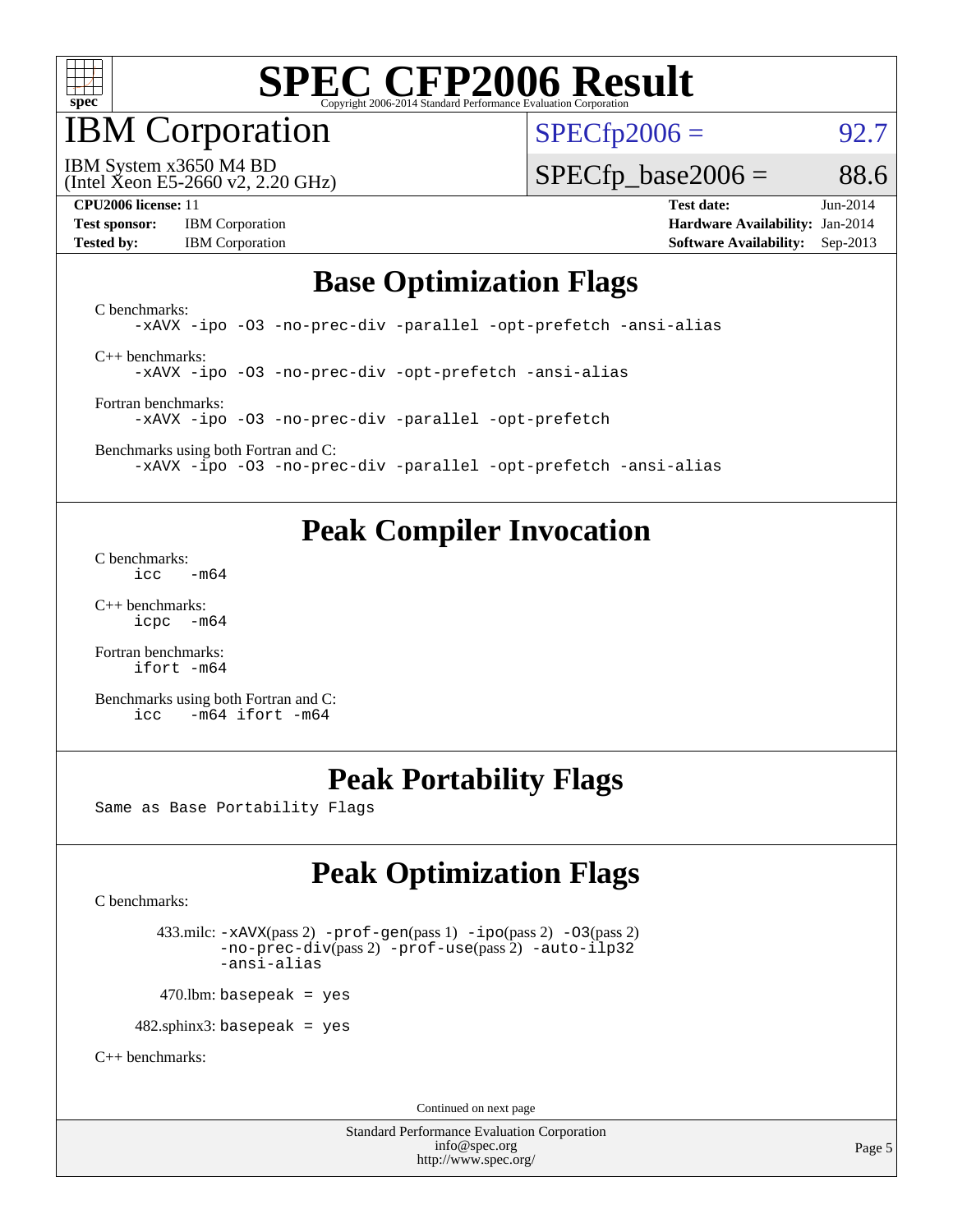# SPEC CFP2006 Result

Copyright 2006-2014 Standard Performance Evaluation Corporation

## IBM Corporation

IBM System x3650 M4 BD
(Intel Xeon E5-2660 v2, 2.20 GHz)

SPECfp2006 = 92.7

SPECfp_base2006 = 88.6

**CPU2006 license:** 11
**Test sponsor:** IBM Corporation
**Tested by:** IBM Corporation

**Test date:** Jun-2014
**Hardware Availability:** Jan-2014
**Software Availability:** Sep-2013

## Base Optimization Flags

C benchmarks:

```
-xAVX -ipo -O3 -no-prec-div -parallel -opt-prefetch -ansi-alias
```

C++ benchmarks:

```
-xAVX -ipo -O3 -no-prec-div -opt-prefetch -ansi-alias
```

Fortran benchmarks:

```
-xAVX -ipo -O3 -no-prec-div -parallel -opt-prefetch
```

Benchmarks using both Fortran and C:

```
-xAVX -ipo -O3 -no-prec-div -parallel -opt-prefetch -ansi-alias
```

## Peak Compiler Invocation

C benchmarks:

```
icc   -m64
```

C++ benchmarks:

```
icpc  -m64
```

Fortran benchmarks:

```
ifort -m64
```

Benchmarks using both Fortran and C:

```
icc   -m64 ifort -m64
```

## Peak Portability Flags

Same as Base Portability Flags

## Peak Optimization Flags

C benchmarks:

433.milc: `-xAVX`(pass 2) `-prof-gen`(pass 1) `-ipo`(pass 2) `-O3`(pass 2) `-no-prec-div`(pass 2) `-prof-use`(pass 2) `-auto-ilp32` `-ansi-alias`

470.lbm: `basepeak = yes`

482.sphinx3: `basepeak = yes`

C++ benchmarks:

Continued on next page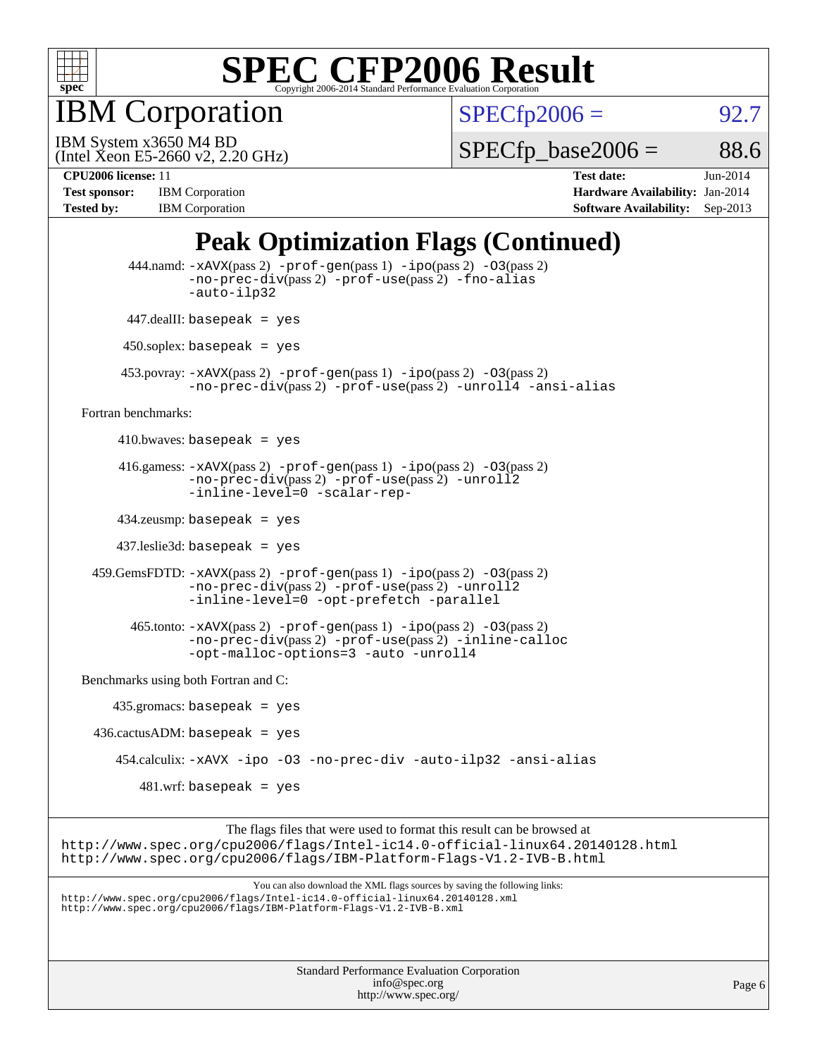# SPEC CFP2006 Result

Copyright 2006-2014 Standard Performance Evaluation Corporation

## IBM Corporation

IBM System x3650 M4 BD
(Intel Xeon E5-2660 v2, 2.20 GHz)

SPECfp2006 = 92.7

SPECfp_base2006 = 88.6

| | | | |
|---|---|---|---|
| **CPU2006 license:** | 11 | **Test date:** | Jun-2014 |
| **Test sponsor:** | IBM Corporation | **Hardware Availability:** | Jan-2014 |
| **Tested by:** | IBM Corporation | **Software Availability:** | Sep-2013 |

## Peak Optimization Flags (Continued)

444.namd: -xAVX(pass 2) -prof-gen(pass 1) -ipo(pass 2) -O3(pass 2) -no-prec-div(pass 2) -prof-use(pass 2) -fno-alias -auto-ilp32

447.dealII: basepeak = yes

450.soplex: basepeak = yes

453.povray: -xAVX(pass 2) -prof-gen(pass 1) -ipo(pass 2) -O3(pass 2) -no-prec-div(pass 2) -prof-use(pass 2) -unroll4 -ansi-alias

Fortran benchmarks:

410.bwaves: basepeak = yes

416.gamess: -xAVX(pass 2) -prof-gen(pass 1) -ipo(pass 2) -O3(pass 2) -no-prec-div(pass 2) -prof-use(pass 2) -unroll2 -inline-level=0 -scalar-rep-

434.zeusmp: basepeak = yes

437.leslie3d: basepeak = yes

459.GemsFDTD: -xAVX(pass 2) -prof-gen(pass 1) -ipo(pass 2) -O3(pass 2) -no-prec-div(pass 2) -prof-use(pass 2) -unroll2 -inline-level=0 -opt-prefetch -parallel

465.tonto: -xAVX(pass 2) -prof-gen(pass 1) -ipo(pass 2) -O3(pass 2) -no-prec-div(pass 2) -prof-use(pass 2) -inline-calloc -opt-malloc-options=3 -auto -unroll4

Benchmarks using both Fortran and C:

435.gromacs: basepeak = yes

436.cactusADM: basepeak = yes

454.calculix: -xAVX -ipo -O3 -no-prec-div -auto-ilp32 -ansi-alias

481.wrf: basepeak = yes

The flags files that were used to format this result can be browsed at
http://www.spec.org/cpu2006/flags/Intel-ic14.0-official-linux64.20140128.html
http://www.spec.org/cpu2006/flags/IBM-Platform-Flags-V1.2-IVB-B.html

You can also download the XML flags sources by saving the following links:
http://www.spec.org/cpu2006/flags/Intel-ic14.0-official-linux64.20140128.xml
http://www.spec.org/cpu2006/flags/IBM-Platform-Flags-V1.2-IVB-B.xml

Standard Performance Evaluation Corporation
info@spec.org
http://www.spec.org/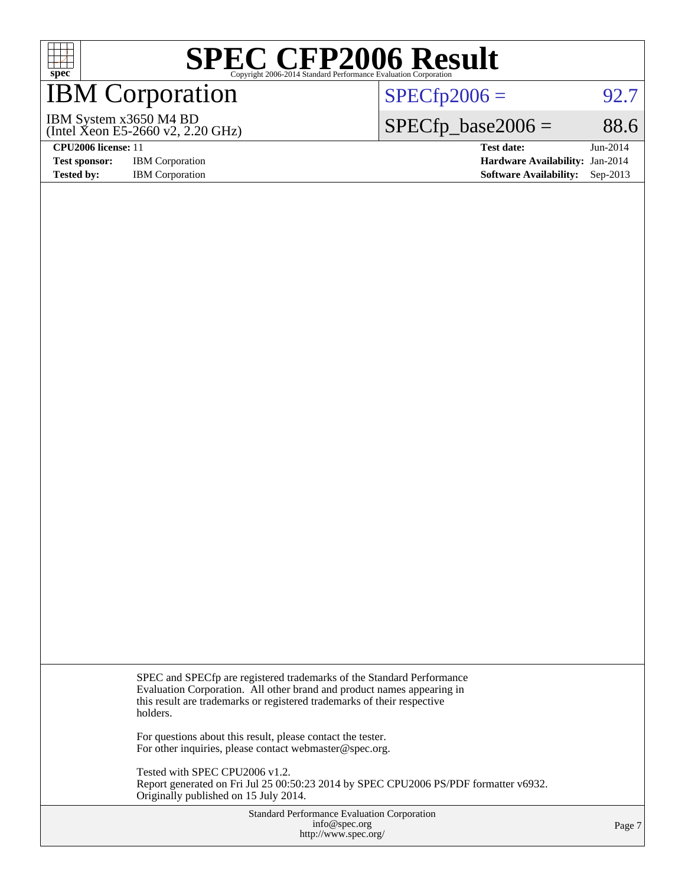SPEC and SPECfp are registered trademarks of the Standard Performance Evaluation Corporation. All other brand and product names appearing in this result are trademarks or registered trademarks of their respective holders.

For questions about this result, please contact the tester.
For other inquiries, please contact webmaster@spec.org.

Tested with SPEC CPU2006 v1.2.
Report generated on Fri Jul 25 00:50:23 2014 by SPEC CPU2006 PS/PDF formatter v6932.
Originally published on 15 July 2014.